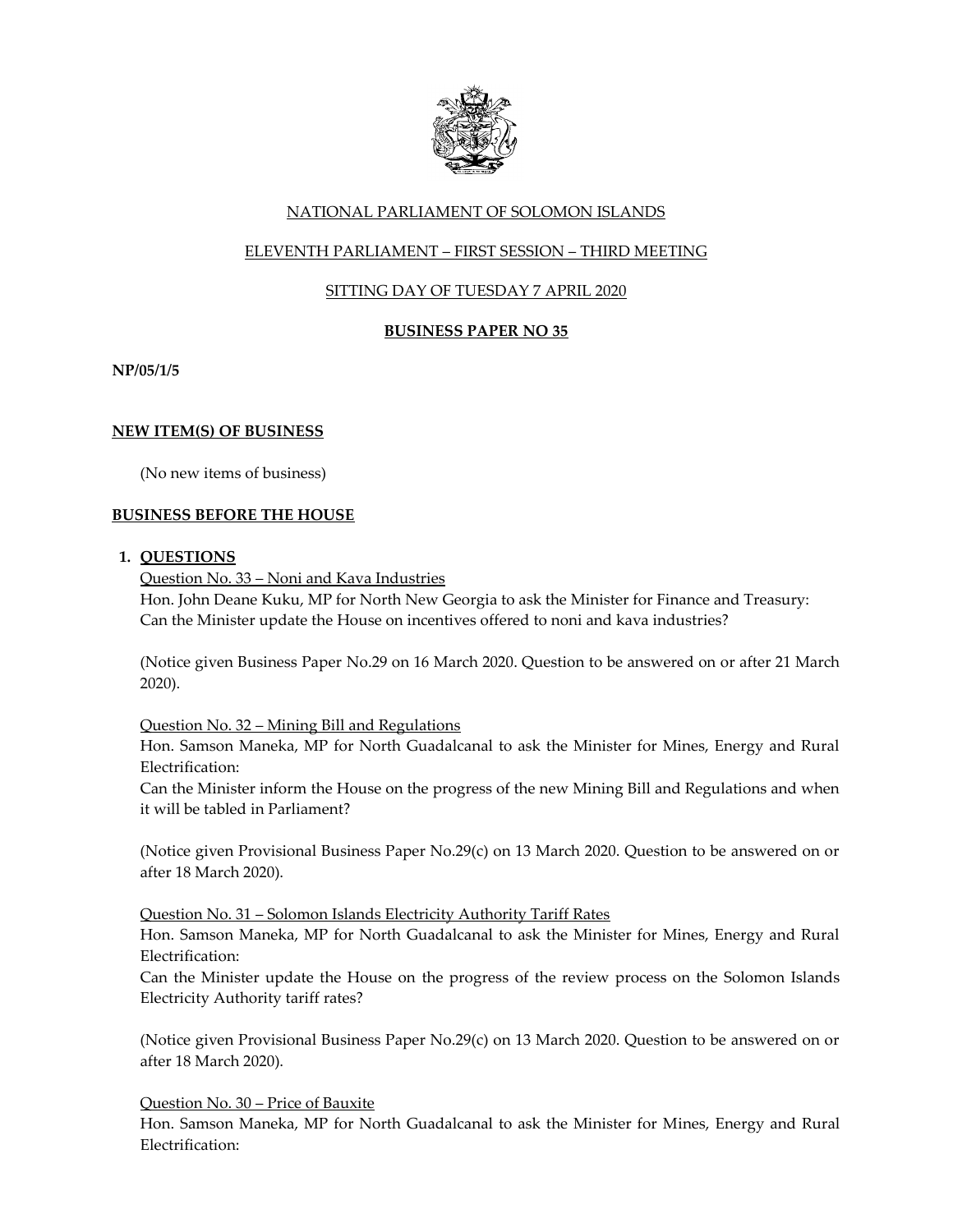NATIONAL PARLIAMENT OF SOLOMON ISLANDS

ELEVENTH PARLIAMENT – FIRST SESSION – THIRD MEETING

SITTING DAY OF TUESDAY 7 APRIL 2020

**BUSINESS PAPER NO 35**

**NP/05/1/5**

## NEW ITEM(S) OF BUSINESS

(No new items of business)

## BUSINESS BEFORE THE HOUSE

### 1. QUESTIONS

Question No. 33 – Noni and Kava Industries

Hon. John Deane Kuku, MP for North New Georgia to ask the Minister for Finance and Treasury:
Can the Minister update the House on incentives offered to noni and kava industries?

(Notice given Business Paper No.29 on 16 March 2020. Question to be answered on or after 21 March 2020).

Question No. 32 – Mining Bill and Regulations

Hon. Samson Maneka, MP for North Guadalcanal to ask the Minister for Mines, Energy and Rural Electrification:
Can the Minister inform the House on the progress of the new Mining Bill and Regulations and when it will be tabled in Parliament?

(Notice given Provisional Business Paper No.29(c) on 13 March 2020. Question to be answered on or after 18 March 2020).

Question No. 31 – Solomon Islands Electricity Authority Tariff Rates

Hon. Samson Maneka, MP for North Guadalcanal to ask the Minister for Mines, Energy and Rural Electrification:
Can the Minister update the House on the progress of the review process on the Solomon Islands Electricity Authority tariff rates?

(Notice given Provisional Business Paper No.29(c) on 13 March 2020. Question to be answered on or after 18 March 2020).

Question No. 30 – Price of Bauxite

Hon. Samson Maneka, MP for North Guadalcanal to ask the Minister for Mines, Energy and Rural Electrification: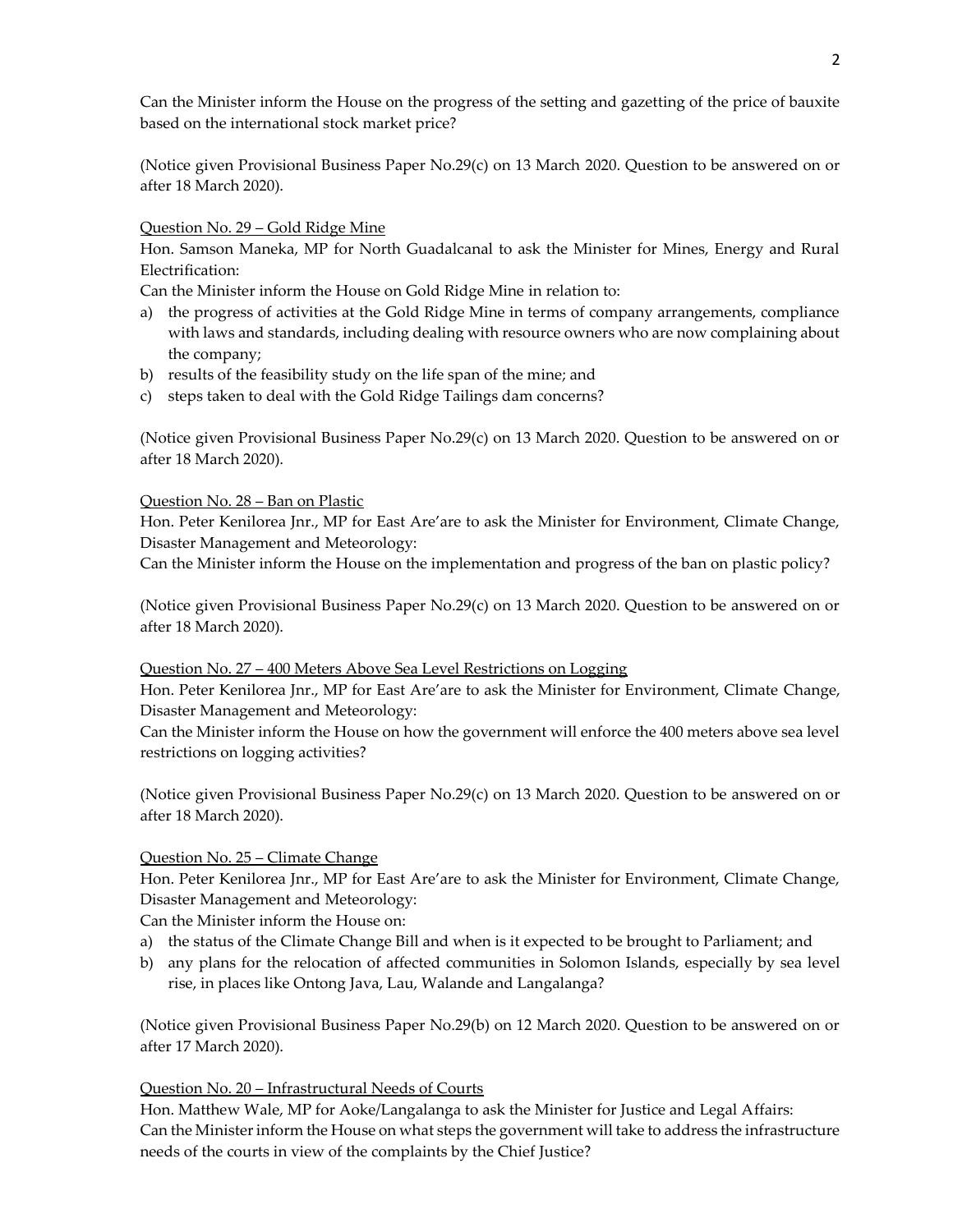Can the Minister inform the House on the progress of the setting and gazetting of the price of bauxite based on the international stock market price?

(Notice given Provisional Business Paper No.29(c) on 13 March 2020. Question to be answered on or after 18 March 2020).

Question No. 29 – Gold Ridge Mine

Hon. Samson Maneka, MP for North Guadalcanal to ask the Minister for Mines, Energy and Rural Electrification:

Can the Minister inform the House on Gold Ridge Mine in relation to:

a) the progress of activities at the Gold Ridge Mine in terms of company arrangements, compliance with laws and standards, including dealing with resource owners who are now complaining about the company;
b) results of the feasibility study on the life span of the mine; and
c) steps taken to deal with the Gold Ridge Tailings dam concerns?

(Notice given Provisional Business Paper No.29(c) on 13 March 2020. Question to be answered on or after 18 March 2020).

Question No. 28 – Ban on Plastic

Hon. Peter Kenilorea Jnr., MP for East Are'are to ask the Minister for Environment, Climate Change, Disaster Management and Meteorology:

Can the Minister inform the House on the implementation and progress of the ban on plastic policy?

(Notice given Provisional Business Paper No.29(c) on 13 March 2020. Question to be answered on or after 18 March 2020).

Question No. 27 – 400 Meters Above Sea Level Restrictions on Logging

Hon. Peter Kenilorea Jnr., MP for East Are'are to ask the Minister for Environment, Climate Change, Disaster Management and Meteorology:

Can the Minister inform the House on how the government will enforce the 400 meters above sea level restrictions on logging activities?

(Notice given Provisional Business Paper No.29(c) on 13 March 2020. Question to be answered on or after 18 March 2020).

Question No. 25 – Climate Change

Hon. Peter Kenilorea Jnr., MP for East Are'are to ask the Minister for Environment, Climate Change, Disaster Management and Meteorology:

Can the Minister inform the House on:

a) the status of the Climate Change Bill and when is it expected to be brought to Parliament; and
b) any plans for the relocation of affected communities in Solomon Islands, especially by sea level rise, in places like Ontong Java, Lau, Walande and Langalanga?

(Notice given Provisional Business Paper No.29(b) on 12 March 2020. Question to be answered on or after 17 March 2020).

Question No. 20 – Infrastructural Needs of Courts

Hon. Matthew Wale, MP for Aoke/Langalanga to ask the Minister for Justice and Legal Affairs:

Can the Minister inform the House on what steps the government will take to address the infrastructure needs of the courts in view of the complaints by the Chief Justice?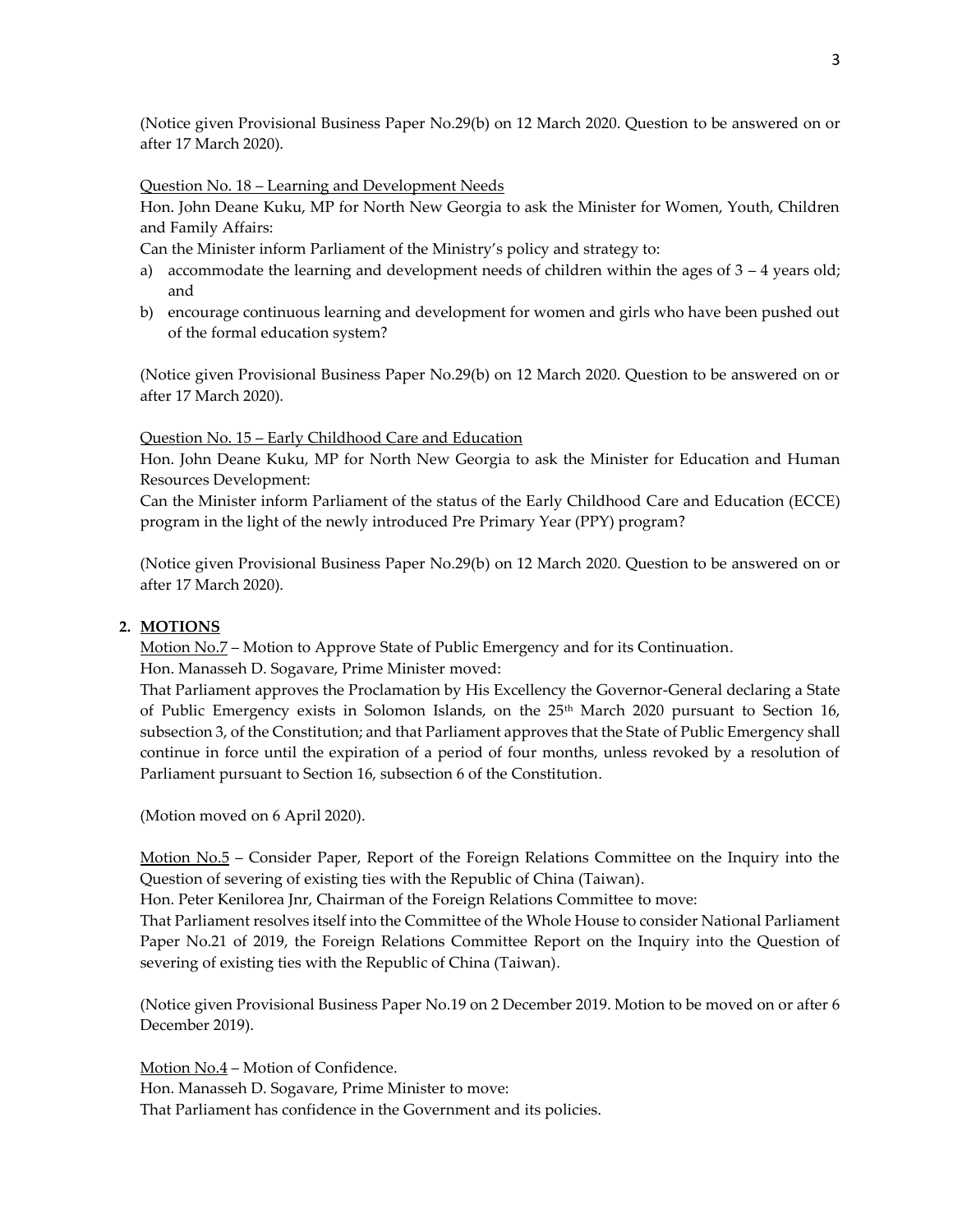(Notice given Provisional Business Paper No.29(b) on 12 March 2020. Question to be answered on or after 17 March 2020).

Question No. 18 – Learning and Development Needs

Hon. John Deane Kuku, MP for North New Georgia to ask the Minister for Women, Youth, Children and Family Affairs:

Can the Minister inform Parliament of the Ministry's policy and strategy to:

a) accommodate the learning and development needs of children within the ages of 3 – 4 years old; and
b) encourage continuous learning and development for women and girls who have been pushed out of the formal education system?

(Notice given Provisional Business Paper No.29(b) on 12 March 2020. Question to be answered on or after 17 March 2020).

Question No. 15 – Early Childhood Care and Education

Hon. John Deane Kuku, MP for North New Georgia to ask the Minister for Education and Human Resources Development:

Can the Minister inform Parliament of the status of the Early Childhood Care and Education (ECCE) program in the light of the newly introduced Pre Primary Year (PPY) program?

(Notice given Provisional Business Paper No.29(b) on 12 March 2020. Question to be answered on or after 17 March 2020).

## 2. MOTIONS

Motion No.7 – Motion to Approve State of Public Emergency and for its Continuation.

Hon. Manasseh D. Sogavare, Prime Minister moved:

That Parliament approves the Proclamation by His Excellency the Governor-General declaring a State of Public Emergency exists in Solomon Islands, on the 25th March 2020 pursuant to Section 16, subsection 3, of the Constitution; and that Parliament approves that the State of Public Emergency shall continue in force until the expiration of a period of four months, unless revoked by a resolution of Parliament pursuant to Section 16, subsection 6 of the Constitution.

(Motion moved on 6 April 2020).

Motion No.5 – Consider Paper, Report of the Foreign Relations Committee on the Inquiry into the Question of severing of existing ties with the Republic of China (Taiwan).

Hon. Peter Kenilorea Jnr, Chairman of the Foreign Relations Committee to move:

That Parliament resolves itself into the Committee of the Whole House to consider National Parliament Paper No.21 of 2019, the Foreign Relations Committee Report on the Inquiry into the Question of severing of existing ties with the Republic of China (Taiwan).

(Notice given Provisional Business Paper No.19 on 2 December 2019. Motion to be moved on or after 6 December 2019).

Motion No.4 – Motion of Confidence.

Hon. Manasseh D. Sogavare, Prime Minister to move:

That Parliament has confidence in the Government and its policies.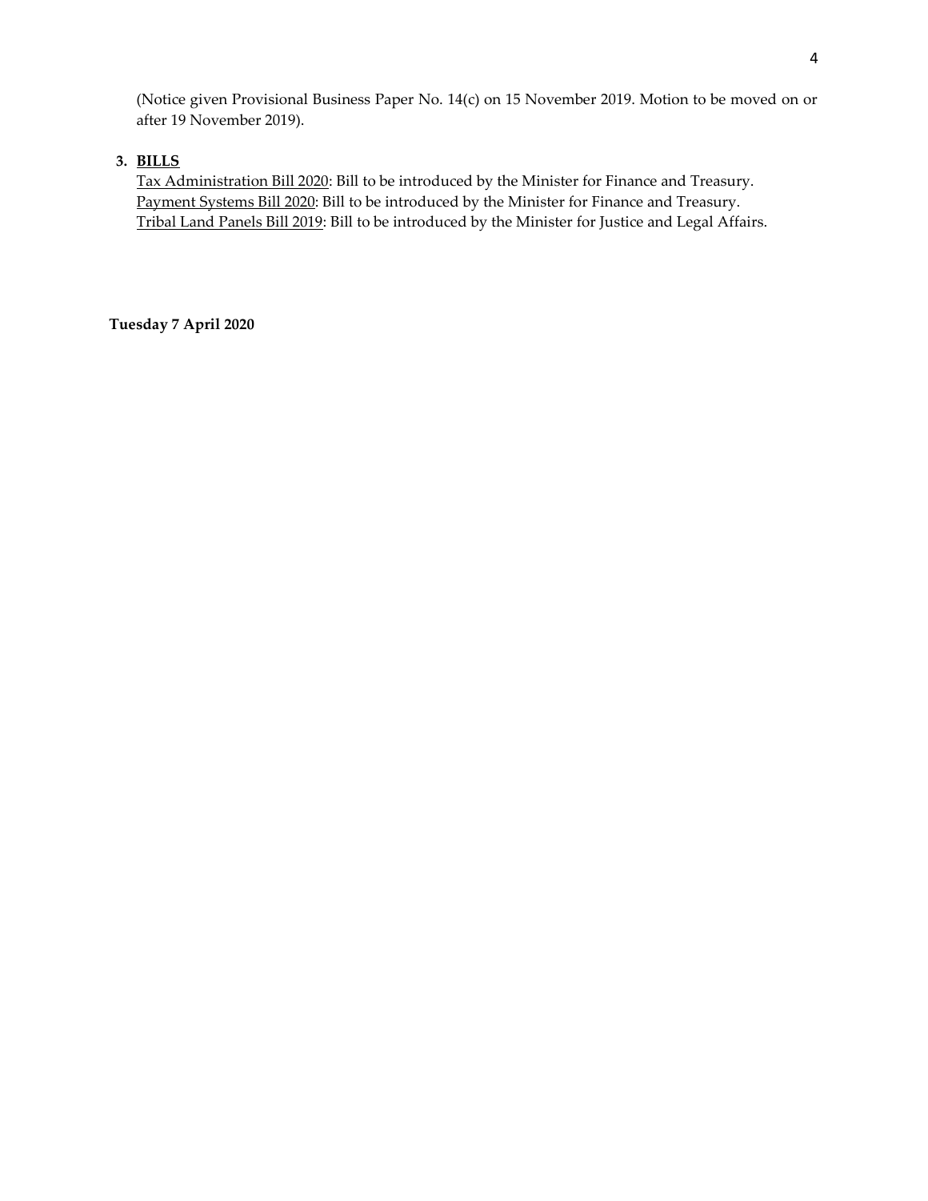(Notice given Provisional Business Paper No. 14(c) on 15 November 2019. Motion to be moved on or after 19 November 2019).

3. **BILLS**

Tax Administration Bill 2020: Bill to be introduced by the Minister for Finance and Treasury.
Payment Systems Bill 2020: Bill to be introduced by the Minister for Finance and Treasury.
Tribal Land Panels Bill 2019: Bill to be introduced by the Minister for Justice and Legal Affairs.

**Tuesday 7 April 2020**